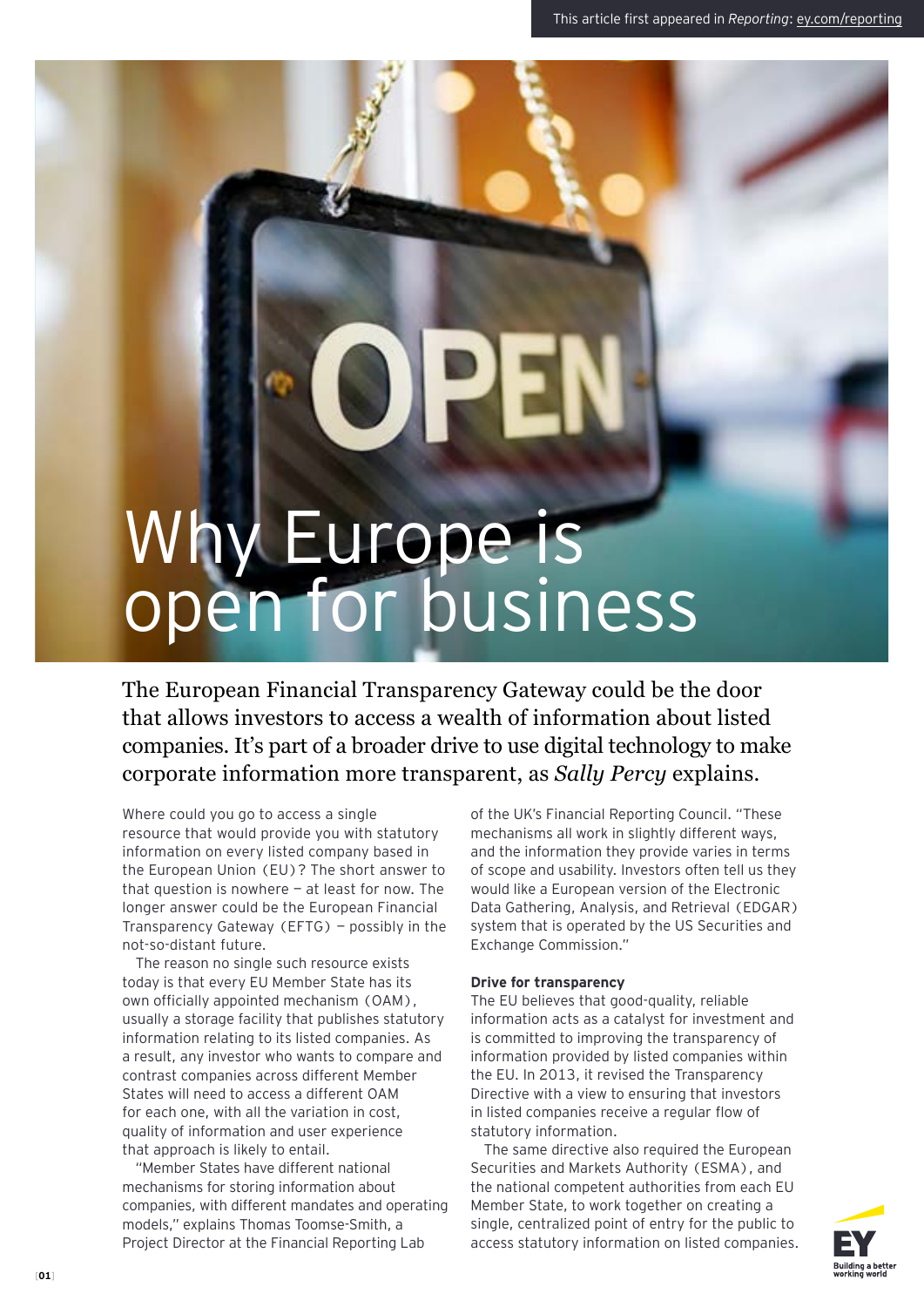This article first appeared in *Reporting*: ey.com/reporting

# Why Europe is open for business

The European Financial Transparency Gateway could be the door that allows investors to access a wealth of information about listed companies. It's part of a broader drive to use digital technology to make corporate information more transparent, as *Sally Percy* explains.

Where could you go to access a single resource that would provide you with statutory information on every listed company based in the European Union (EU)? The short answer to that question is nowhere – at least for now. The longer answer could be the European Financial Transparency Gateway (EFTG) – possibly in the not-so-distant future.

The reason no single such resource exists today is that every EU Member State has its own officially appointed mechanism (OAM), usually a storage facility that publishes statutory information relating to its listed companies. As a result, any investor who wants to compare and contrast companies across different Member States will need to access a different OAM for each one, with all the variation in cost, quality of information and user experience that approach is likely to entail.

"Member States have different national mechanisms for storing information about companies, with different mandates and operating models," explains Thomas Toomse-Smith, a Project Director at the Financial Reporting Lab of the UK's Financial Reporting Council. "These mechanisms all work in slightly different ways, and the information they provide varies in terms of scope and usability. Investors often tell us they would like a European version of the Electronic Data Gathering, Analysis, and Retrieval (EDGAR) system that is operated by the US Securities and Exchange Commission."

**Drive for transparency**

The EU believes that good-quality, reliable information acts as a catalyst for investment and is committed to improving the transparency of information provided by listed companies within the EU. In 2013, it revised the Transparency Directive with a view to ensuring that investors in listed companies receive a regular flow of statutory information.

The same directive also required the European Securities and Markets Authority (ESMA), and the national competent authorities from each EU Member State, to work together on creating a single, centralized point of entry for the public to access statutory information on listed companies.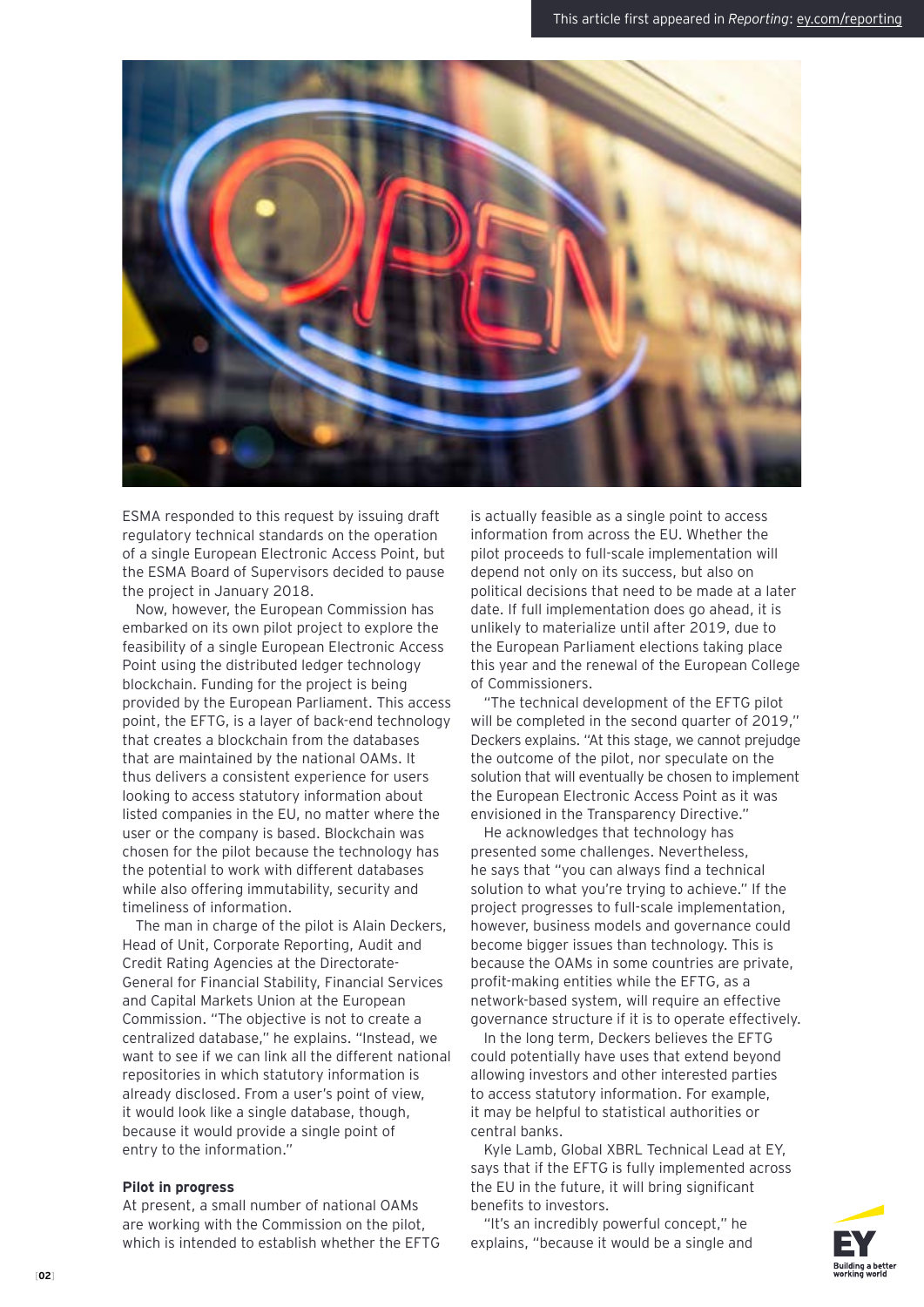ESMA responded to this request by issuing draft regulatory technical standards on the operation of a single European Electronic Access Point, but the ESMA Board of Supervisors decided to pause the project in January 2018.

Now, however, the European Commission has embarked on its own pilot project to explore the feasibility of a single European Electronic Access Point using the distributed ledger technology blockchain. Funding for the project is being provided by the European Parliament. This access point, the EFTG, is a layer of back-end technology that creates a blockchain from the databases that are maintained by the national OAMs. It thus delivers a consistent experience for users looking to access statutory information about listed companies in the EU, no matter where the user or the company is based. Blockchain was chosen for the pilot because the technology has the potential to work with different databases while also offering immutability, security and timeliness of information.

The man in charge of the pilot is Alain Deckers, Head of Unit, Corporate Reporting, Audit and Credit Rating Agencies at the Directorate-General for Financial Stability, Financial Services and Capital Markets Union at the European Commission. "The objective is not to create a centralized database," he explains. "Instead, we want to see if we can link all the different national repositories in which statutory information is already disclosed. From a user's point of view, it would look like a single database, though, because it would provide a single point of entry to the information."

**Pilot in progress**

At present, a small number of national OAMs are working with the Commission on the pilot, which is intended to establish whether the EFTG is actually feasible as a single point to access information from across the EU. Whether the pilot proceeds to full-scale implementation will depend not only on its success, but also on political decisions that need to be made at a later date. If full implementation does go ahead, it is unlikely to materialize until after 2019, due to the European Parliament elections taking place this year and the renewal of the European College of Commissioners.

"The technical development of the EFTG pilot will be completed in the second quarter of 2019," Deckers explains. "At this stage, we cannot prejudge the outcome of the pilot, nor speculate on the solution that will eventually be chosen to implement the European Electronic Access Point as it was envisioned in the Transparency Directive."

He acknowledges that technology has presented some challenges. Nevertheless, he says that "you can always find a technical solution to what you're trying to achieve." If the project progresses to full-scale implementation, however, business models and governance could become bigger issues than technology. This is because the OAMs in some countries are private, profit-making entities while the EFTG, as a network-based system, will require an effective governance structure if it is to operate effectively.

In the long term, Deckers believes the EFTG could potentially have uses that extend beyond allowing investors and other interested parties to access statutory information. For example, it may be helpful to statistical authorities or central banks.

Kyle Lamb, Global XBRL Technical Lead at EY, says that if the EFTG is fully implemented across the EU in the future, it will bring significant benefits to investors.

"It's an incredibly powerful concept," he explains, "because it would be a single and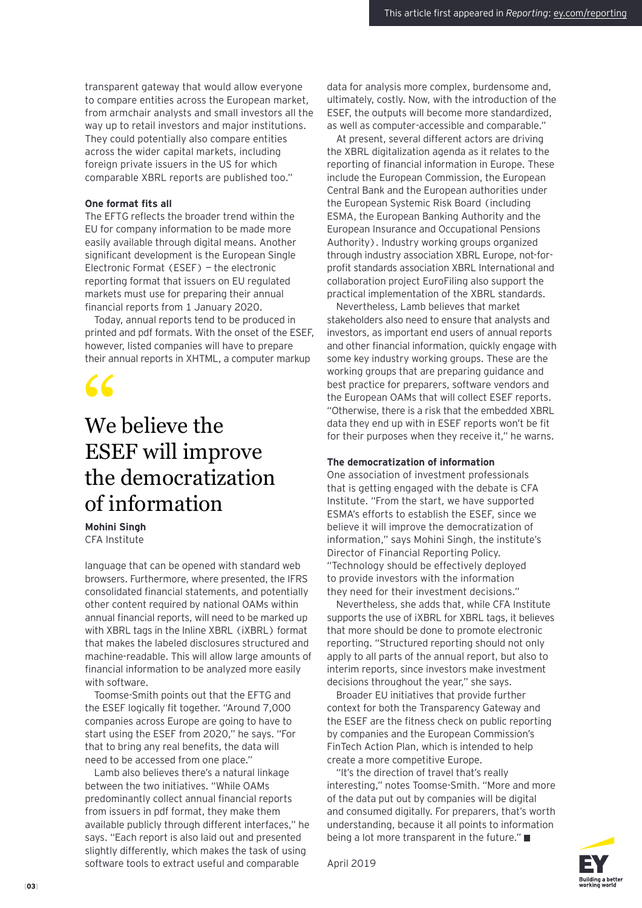transparent gateway that would allow everyone to compare entities across the European market, from armchair analysts and small investors all the way up to retail investors and major institutions. They could potentially also compare entities across the wider capital markets, including foreign private issuers in the US for which comparable XBRL reports are published too."

**One format fits all**

The EFTG reflects the broader trend within the EU for company information to be made more easily available through digital means. Another significant development is the European Single Electronic Format (ESEF) — the electronic reporting format that issuers on EU regulated markets must use for preparing their annual financial reports from 1 January 2020.

Today, annual reports tend to be produced in printed and pdf formats. With the onset of the ESEF, however, listed companies will have to prepare their annual reports in XHTML, a computer markup language that can be opened with standard web browsers. Furthermore, where presented, the IFRS consolidated financial statements, and potentially other content required by national OAMs within annual financial reports, will need to be marked up with XBRL tags in the Inline XBRL (iXBRL) format that makes the labeled disclosures structured and machine-readable. This will allow large amounts of financial information to be analyzed more easily with software.

> "We believe the ESEF will improve the democratization of information
>
> **Mohini Singh**
> CFA Institute

Toomse-Smith points out that the EFTG and the ESEF logically fit together. "Around 7,000 companies across Europe are going to have to start using the ESEF from 2020," he says. "For that to bring any real benefits, the data will need to be accessed from one place."

Lamb also believes there's a natural linkage between the two initiatives. "While OAMs predominantly collect annual financial reports from issuers in pdf format, they make them available publicly through different interfaces," he says. "Each report is also laid out and presented slightly differently, which makes the task of using software tools to extract useful and comparable data for analysis more complex, burdensome and, ultimately, costly. Now, with the introduction of the ESEF, the outputs will become more standardized, as well as computer-accessible and comparable."

At present, several different actors are driving the XBRL digitalization agenda as it relates to the reporting of financial information in Europe. These include the European Commission, the European Central Bank and the European authorities under the European Systemic Risk Board (including ESMA, the European Banking Authority and the European Insurance and Occupational Pensions Authority). Industry working groups organized through industry association XBRL Europe, not-for-profit standards association XBRL International and collaboration project EuroFiling also support the practical implementation of the XBRL standards.

Nevertheless, Lamb believes that market stakeholders also need to ensure that analysts and investors, as important end users of annual reports and other financial information, quickly engage with some key industry working groups. These are the working groups that are preparing guidance and best practice for preparers, software vendors and the European OAMs that will collect ESEF reports. "Otherwise, there is a risk that the embedded XBRL data they end up with in ESEF reports won't be fit for their purposes when they receive it," he warns.

**The democratization of information**

One association of investment professionals that is getting engaged with the debate is CFA Institute. "From the start, we have supported ESMA's efforts to establish the ESEF, since we believe it will improve the democratization of information," says Mohini Singh, the institute's Director of Financial Reporting Policy. "Technology should be effectively deployed to provide investors with the information they need for their investment decisions."

Nevertheless, she adds that, while CFA Institute supports the use of iXBRL for XBRL tags, it believes that more should be done to promote electronic reporting. "Structured reporting should not only apply to all parts of the annual report, but also to interim reports, since investors make investment decisions throughout the year," she says.

Broader EU initiatives that provide further context for both the Transparency Gateway and the ESEF are the fitness check on public reporting by companies and the European Commission's FinTech Action Plan, which is intended to help create a more competitive Europe.

"It's the direction of travel that's really interesting," notes Toomse-Smith. "More and more of the data put out by companies will be digital and consumed digitally. For preparers, that's worth understanding, because it all points to information being a lot more transparent in the future." ■

April 2019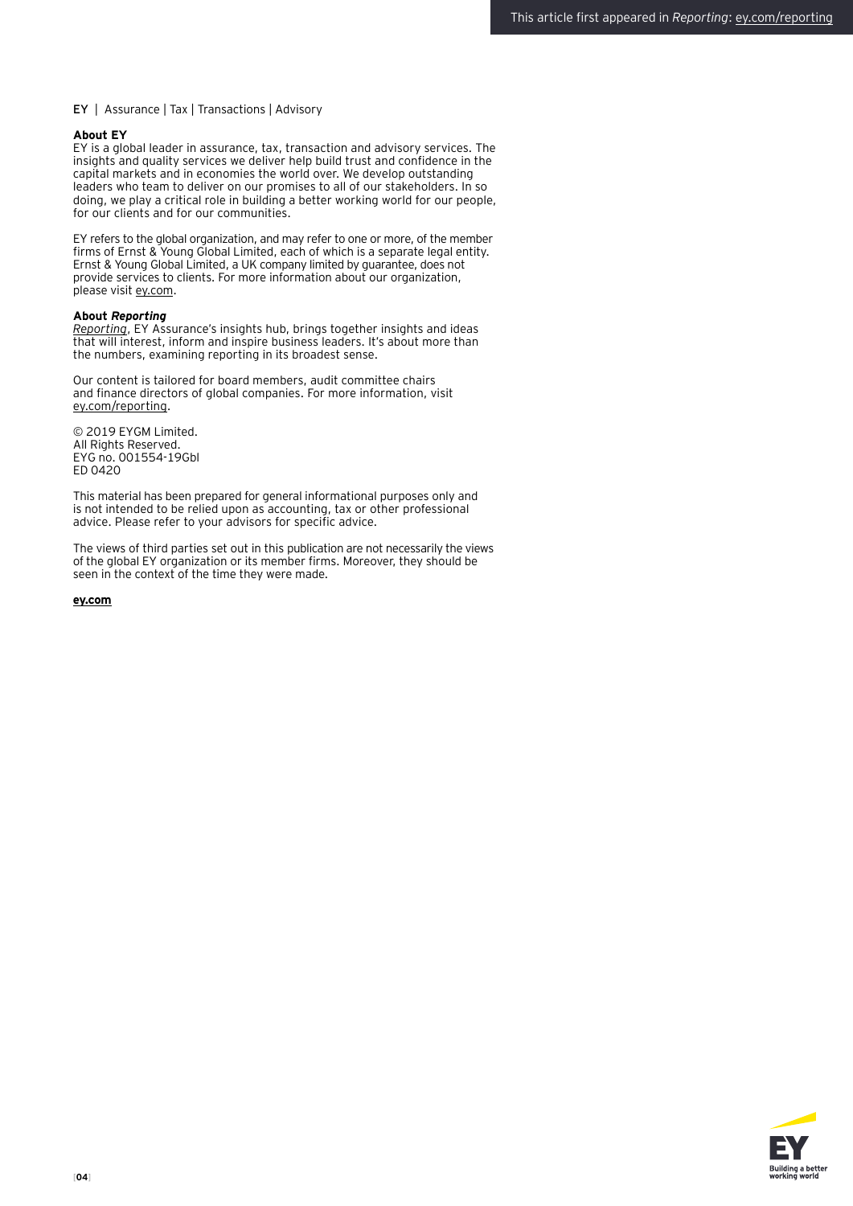EY | Assurance | Tax | Transactions | Advisory

**About EY**
EY is a global leader in assurance, tax, transaction and advisory services. The insights and quality services we deliver help build trust and confidence in the capital markets and in economies the world over. We develop outstanding leaders who team to deliver on our promises to all of our stakeholders. In so doing, we play a critical role in building a better working world for our people, for our clients and for our communities.

EY refers to the global organization, and may refer to one or more, of the member firms of Ernst & Young Global Limited, each of which is a separate legal entity. Ernst & Young Global Limited, a UK company limited by guarantee, does not provide services to clients. For more information about our organization, please visit ey.com.

**About *Reporting***
*Reporting*, EY Assurance's insights hub, brings together insights and ideas that will interest, inform and inspire business leaders. It's about more than the numbers, examining reporting in its broadest sense.

Our content is tailored for board members, audit committee chairs and finance directors of global companies. For more information, visit ey.com/reporting.

© 2019 EYGM Limited.
All Rights Reserved.
EYG no. 001554-19Gbl
ED 0420

This material has been prepared for general informational purposes only and is not intended to be relied upon as accounting, tax or other professional advice. Please refer to your advisors for specific advice.

The views of third parties set out in this publication are not necessarily the views of the global EY organization or its member firms. Moreover, they should be seen in the context of the time they were made.

**ey.com**